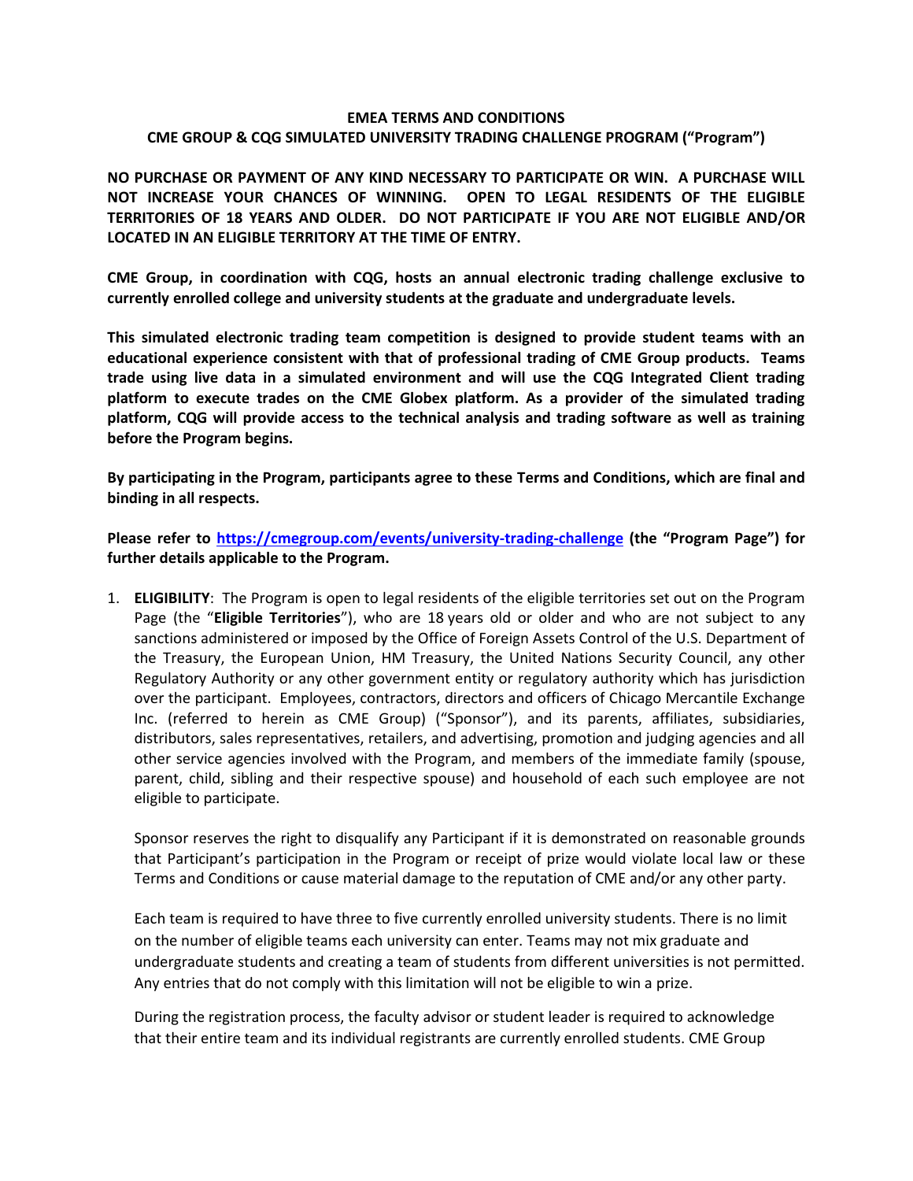**EMEA TERMS AND CONDITIONS**
**CME GROUP & CQG SIMULATED UNIVERSITY TRADING CHALLENGE PROGRAM ("Program")**

**NO PURCHASE OR PAYMENT OF ANY KIND NECESSARY TO PARTICIPATE OR WIN. A PURCHASE WILL NOT INCREASE YOUR CHANCES OF WINNING. OPEN TO LEGAL RESIDENTS OF THE ELIGIBLE TERRITORIES OF 18 YEARS AND OLDER. DO NOT PARTICIPATE IF YOU ARE NOT ELIGIBLE AND/OR LOCATED IN AN ELIGIBLE TERRITORY AT THE TIME OF ENTRY.**

**CME Group, in coordination with CQG, hosts an annual electronic trading challenge exclusive to currently enrolled college and university students at the graduate and undergraduate levels.**

**This simulated electronic trading team competition is designed to provide student teams with an educational experience consistent with that of professional trading of CME Group products. Teams trade using live data in a simulated environment and will use the CQG Integrated Client trading platform to execute trades on the CME Globex platform. As a provider of the simulated trading platform, CQG will provide access to the technical analysis and trading software as well as training before the Program begins.**

**By participating in the Program, participants agree to these Terms and Conditions, which are final and binding in all respects.**

**Please refer to [https://cmegroup.com/events/university-trading-challenge](https://cmegroup.com/events/university-trading-challenge) (the "Program Page") for further details applicable to the Program.**

1. **ELIGIBILITY**: The Program is open to legal residents of the eligible territories set out on the Program Page (the "**Eligible Territories**"), who are 18 years old or older and who are not subject to any sanctions administered or imposed by the Office of Foreign Assets Control of the U.S. Department of the Treasury, the European Union, HM Treasury, the United Nations Security Council, any other Regulatory Authority or any other government entity or regulatory authority which has jurisdiction over the participant. Employees, contractors, directors and officers of Chicago Mercantile Exchange Inc. (referred to herein as CME Group) ("Sponsor"), and its parents, affiliates, subsidiaries, distributors, sales representatives, retailers, and advertising, promotion and judging agencies and all other service agencies involved with the Program, and members of the immediate family (spouse, parent, child, sibling and their respective spouse) and household of each such employee are not eligible to participate.

   Sponsor reserves the right to disqualify any Participant if it is demonstrated on reasonable grounds that Participant's participation in the Program or receipt of prize would violate local law or these Terms and Conditions or cause material damage to the reputation of CME and/or any other party.

   Each team is required to have three to five currently enrolled university students. There is no limit on the number of eligible teams each university can enter. Teams may not mix graduate and undergraduate students and creating a team of students from different universities is not permitted. Any entries that do not comply with this limitation will not be eligible to win a prize.

   During the registration process, the faculty advisor or student leader is required to acknowledge that their entire team and its individual registrants are currently enrolled students. CME Group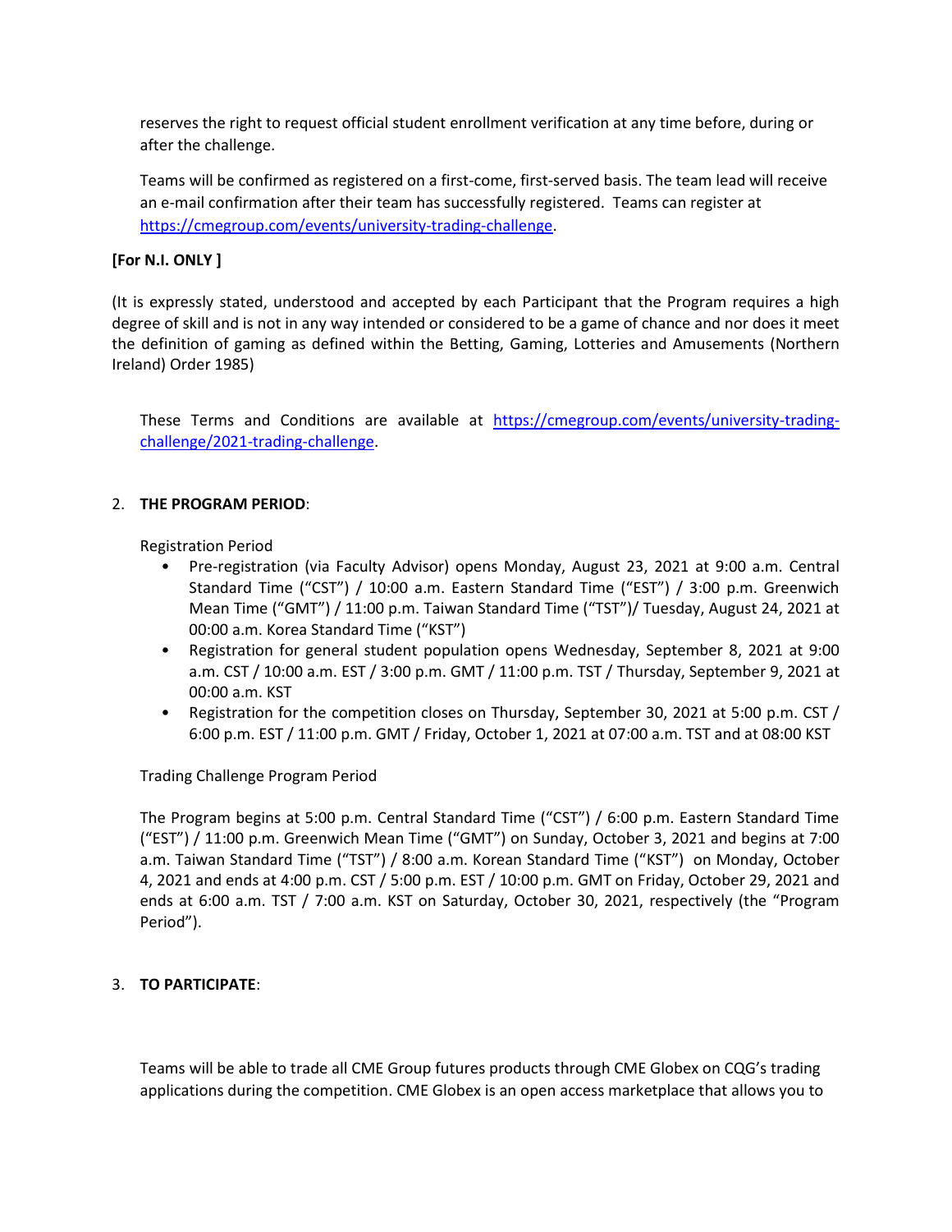reserves the right to request official student enrollment verification at any time before, during or after the challenge.

Teams will be confirmed as registered on a first-come, first-served basis. The team lead will receive an e-mail confirmation after their team has successfully registered. Teams can register at https://cmegroup.com/events/university-trading-challenge.

**[For N.I. ONLY ]**

(It is expressly stated, understood and accepted by each Participant that the Program requires a high degree of skill and is not in any way intended or considered to be a game of chance and nor does it meet the definition of gaming as defined within the Betting, Gaming, Lotteries and Amusements (Northern Ireland) Order 1985)

These Terms and Conditions are available at https://cmegroup.com/events/university-trading-challenge/2021-trading-challenge.

2. **THE PROGRAM PERIOD**:

Registration Period

- Pre-registration (via Faculty Advisor) opens Monday, August 23, 2021 at 9:00 a.m. Central Standard Time ("CST") / 10:00 a.m. Eastern Standard Time ("EST") / 3:00 p.m. Greenwich Mean Time ("GMT") / 11:00 p.m. Taiwan Standard Time ("TST")/ Tuesday, August 24, 2021 at 00:00 a.m. Korea Standard Time ("KST")
- Registration for general student population opens Wednesday, September 8, 2021 at 9:00 a.m. CST / 10:00 a.m. EST / 3:00 p.m. GMT / 11:00 p.m. TST / Thursday, September 9, 2021 at 00:00 a.m. KST
- Registration for the competition closes on Thursday, September 30, 2021 at 5:00 p.m. CST / 6:00 p.m. EST / 11:00 p.m. GMT / Friday, October 1, 2021 at 07:00 a.m. TST and at 08:00 KST

Trading Challenge Program Period

The Program begins at 5:00 p.m. Central Standard Time ("CST") / 6:00 p.m. Eastern Standard Time ("EST") / 11:00 p.m. Greenwich Mean Time ("GMT") on Sunday, October 3, 2021 and begins at 7:00 a.m. Taiwan Standard Time ("TST") / 8:00 a.m. Korean Standard Time ("KST") on Monday, October 4, 2021 and ends at 4:00 p.m. CST / 5:00 p.m. EST / 10:00 p.m. GMT on Friday, October 29, 2021 and ends at 6:00 a.m. TST / 7:00 a.m. KST on Saturday, October 30, 2021, respectively (the "Program Period").

3. **TO PARTICIPATE**:

Teams will be able to trade all CME Group futures products through CME Globex on CQG's trading applications during the competition. CME Globex is an open access marketplace that allows you to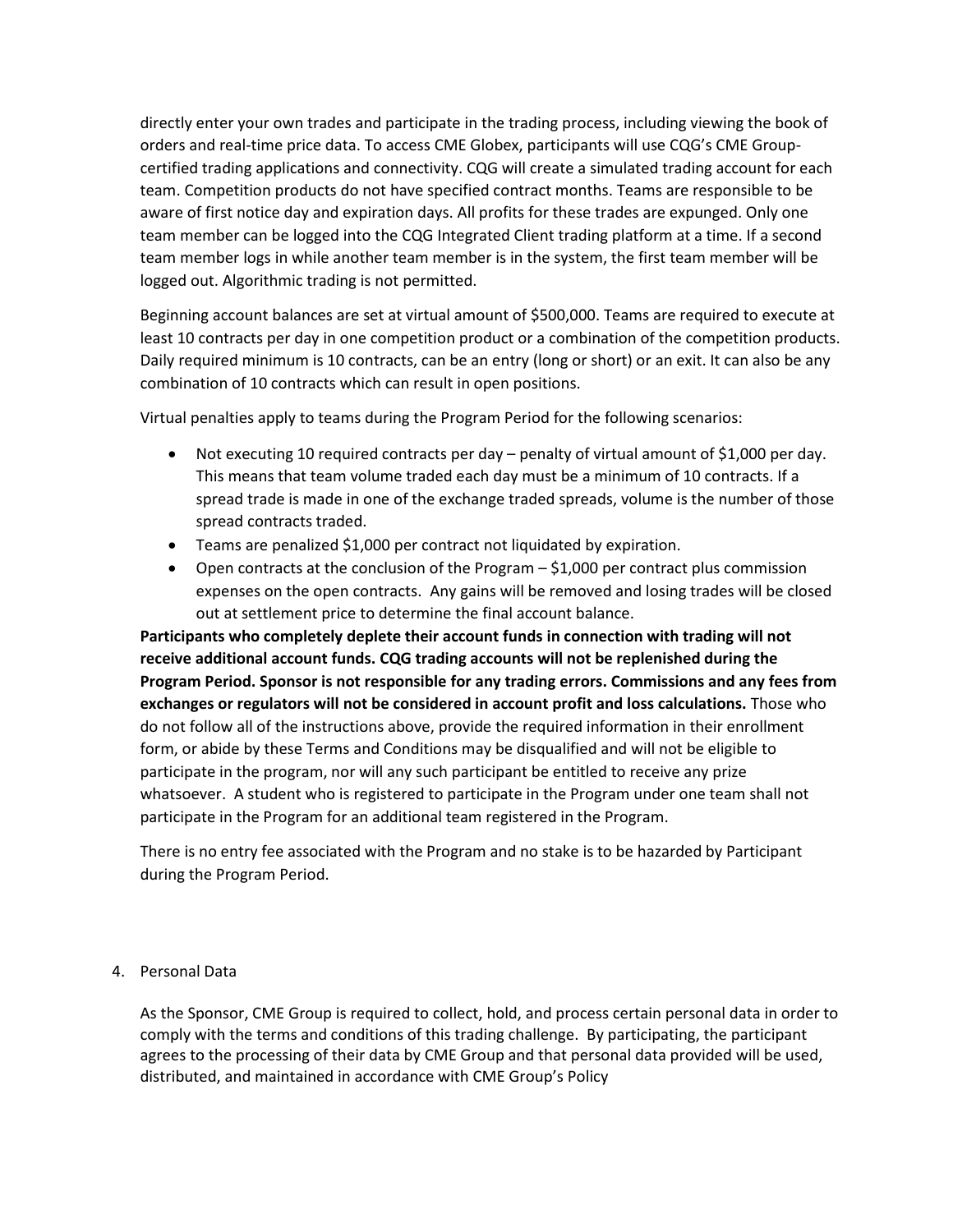directly enter your own trades and participate in the trading process, including viewing the book of orders and real-time price data. To access CME Globex, participants will use CQG's CME Group-certified trading applications and connectivity. CQG will create a simulated trading account for each team. Competition products do not have specified contract months. Teams are responsible to be aware of first notice day and expiration days. All profits for these trades are expunged. Only one team member can be logged into the CQG Integrated Client trading platform at a time. If a second team member logs in while another team member is in the system, the first team member will be logged out. Algorithmic trading is not permitted.

Beginning account balances are set at virtual amount of $500,000. Teams are required to execute at least 10 contracts per day in one competition product or a combination of the competition products. Daily required minimum is 10 contracts, can be an entry (long or short) or an exit. It can also be any combination of 10 contracts which can result in open positions.

Virtual penalties apply to teams during the Program Period for the following scenarios:

- Not executing 10 required contracts per day – penalty of virtual amount of $1,000 per day. This means that team volume traded each day must be a minimum of 10 contracts. If a spread trade is made in one of the exchange traded spreads, volume is the number of those spread contracts traded.
- Teams are penalized $1,000 per contract not liquidated by expiration.
- Open contracts at the conclusion of the Program – $1,000 per contract plus commission expenses on the open contracts. Any gains will be removed and losing trades will be closed out at settlement price to determine the final account balance.

**Participants who completely deplete their account funds in connection with trading will not receive additional account funds. CQG trading accounts will not be replenished during the Program Period. Sponsor is not responsible for any trading errors. Commissions and any fees from exchanges or regulators will not be considered in account profit and loss calculations.** Those who do not follow all of the instructions above, provide the required information in their enrollment form, or abide by these Terms and Conditions may be disqualified and will not be eligible to participate in the program, nor will any such participant be entitled to receive any prize whatsoever. A student who is registered to participate in the Program under one team shall not participate in the Program for an additional team registered in the Program.

There is no entry fee associated with the Program and no stake is to be hazarded by Participant during the Program Period.

4. Personal Data

As the Sponsor, CME Group is required to collect, hold, and process certain personal data in order to comply with the terms and conditions of this trading challenge. By participating, the participant agrees to the processing of their data by CME Group and that personal data provided will be used, distributed, and maintained in accordance with CME Group's Policy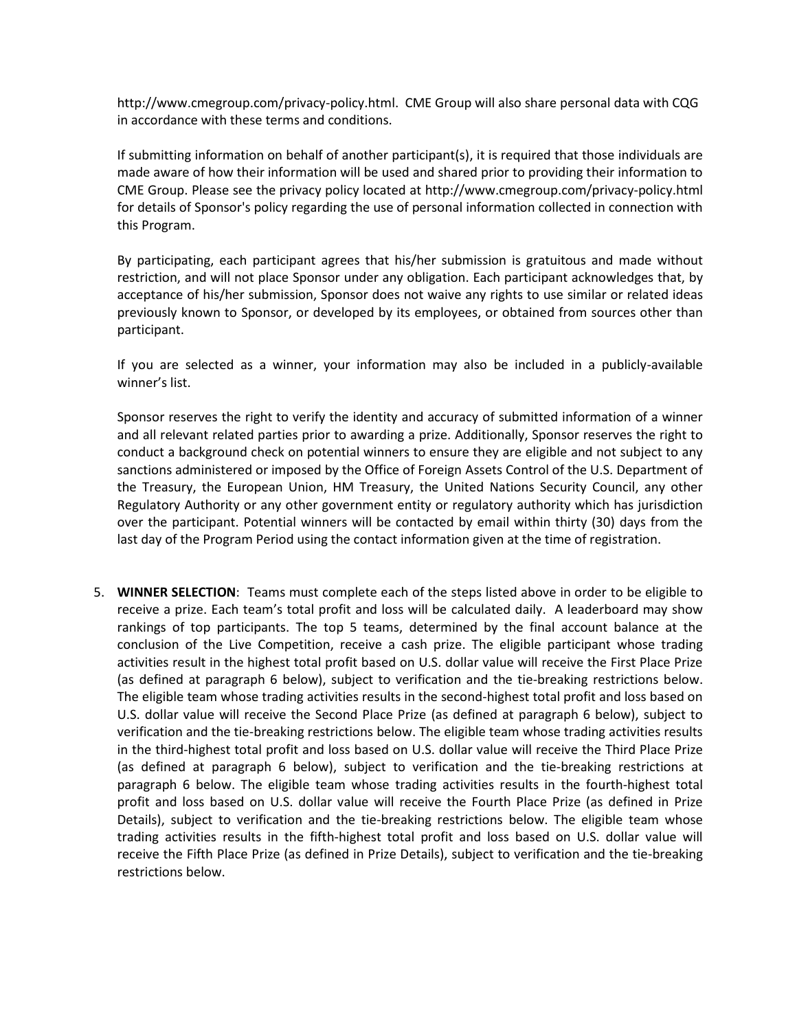http://www.cmegroup.com/privacy-policy.html. CME Group will also share personal data with CQG in accordance with these terms and conditions.

If submitting information on behalf of another participant(s), it is required that those individuals are made aware of how their information will be used and shared prior to providing their information to CME Group. Please see the privacy policy located at http://www.cmegroup.com/privacy-policy.html for details of Sponsor's policy regarding the use of personal information collected in connection with this Program.

By participating, each participant agrees that his/her submission is gratuitous and made without restriction, and will not place Sponsor under any obligation. Each participant acknowledges that, by acceptance of his/her submission, Sponsor does not waive any rights to use similar or related ideas previously known to Sponsor, or developed by its employees, or obtained from sources other than participant.

If you are selected as a winner, your information may also be included in a publicly-available winner's list.

Sponsor reserves the right to verify the identity and accuracy of submitted information of a winner and all relevant related parties prior to awarding a prize. Additionally, Sponsor reserves the right to conduct a background check on potential winners to ensure they are eligible and not subject to any sanctions administered or imposed by the Office of Foreign Assets Control of the U.S. Department of the Treasury, the European Union, HM Treasury, the United Nations Security Council, any other Regulatory Authority or any other government entity or regulatory authority which has jurisdiction over the participant. Potential winners will be contacted by email within thirty (30) days from the last day of the Program Period using the contact information given at the time of registration.

5. **WINNER SELECTION**: Teams must complete each of the steps listed above in order to be eligible to receive a prize. Each team's total profit and loss will be calculated daily. A leaderboard may show rankings of top participants. The top 5 teams, determined by the final account balance at the conclusion of the Live Competition, receive a cash prize. The eligible participant whose trading activities result in the highest total profit based on U.S. dollar value will receive the First Place Prize (as defined at paragraph 6 below), subject to verification and the tie-breaking restrictions below. The eligible team whose trading activities results in the second-highest total profit and loss based on U.S. dollar value will receive the Second Place Prize (as defined at paragraph 6 below), subject to verification and the tie-breaking restrictions below. The eligible team whose trading activities results in the third-highest total profit and loss based on U.S. dollar value will receive the Third Place Prize (as defined at paragraph 6 below), subject to verification and the tie-breaking restrictions at paragraph 6 below. The eligible team whose trading activities results in the fourth-highest total profit and loss based on U.S. dollar value will receive the Fourth Place Prize (as defined in Prize Details), subject to verification and the tie-breaking restrictions below. The eligible team whose trading activities results in the fifth-highest total profit and loss based on U.S. dollar value will receive the Fifth Place Prize (as defined in Prize Details), subject to verification and the tie-breaking restrictions below.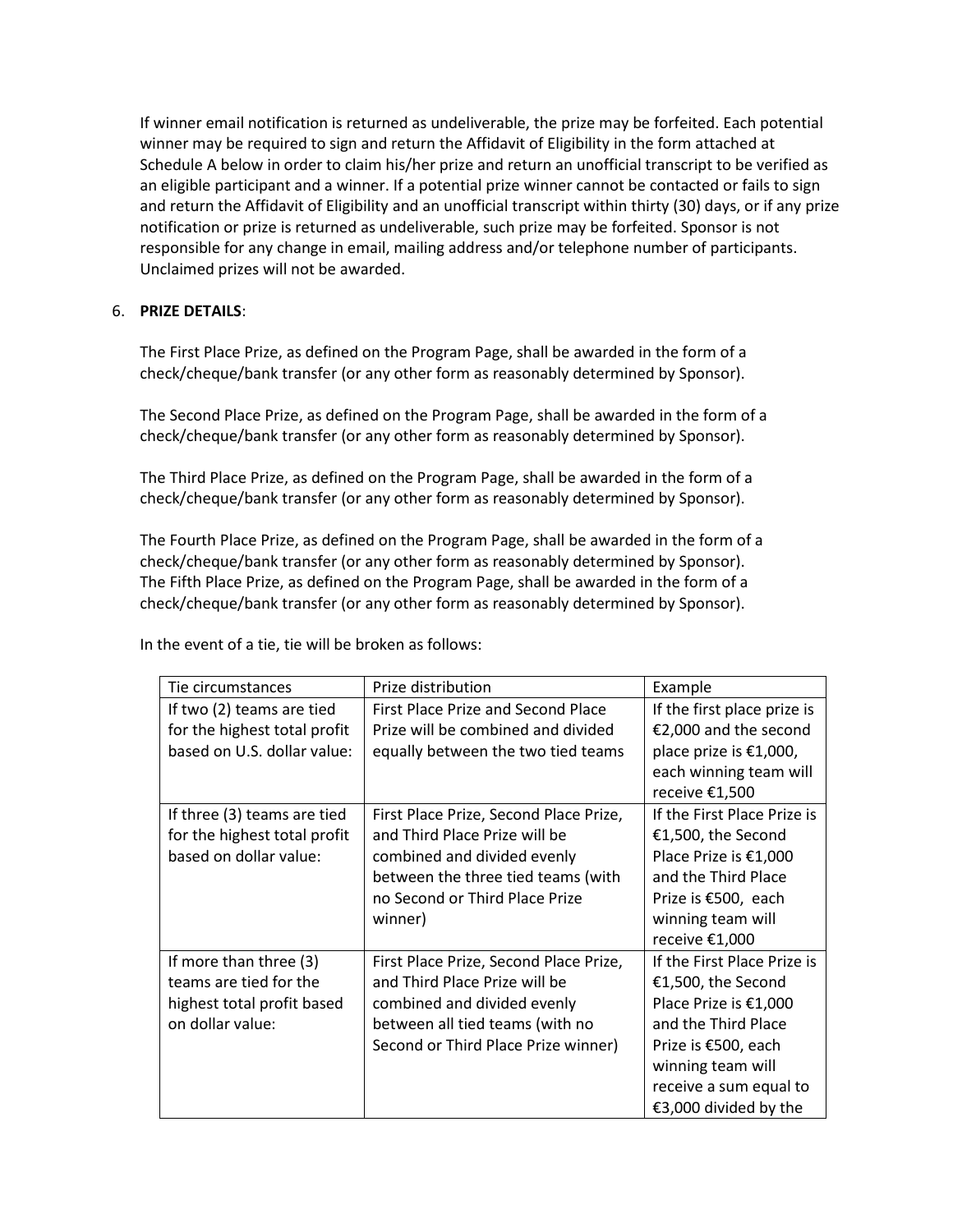If winner email notification is returned as undeliverable, the prize may be forfeited. Each potential winner may be required to sign and return the Affidavit of Eligibility in the form attached at Schedule A below in order to claim his/her prize and return an unofficial transcript to be verified as an eligible participant and a winner. If a potential prize winner cannot be contacted or fails to sign and return the Affidavit of Eligibility and an unofficial transcript within thirty (30) days, or if any prize notification or prize is returned as undeliverable, such prize may be forfeited. Sponsor is not responsible for any change in email, mailing address and/or telephone number of participants. Unclaimed prizes will not be awarded.

6. **PRIZE DETAILS**:

The First Place Prize, as defined on the Program Page, shall be awarded in the form of a check/cheque/bank transfer (or any other form as reasonably determined by Sponsor).

The Second Place Prize, as defined on the Program Page, shall be awarded in the form of a check/cheque/bank transfer (or any other form as reasonably determined by Sponsor).

The Third Place Prize, as defined on the Program Page, shall be awarded in the form of a check/cheque/bank transfer (or any other form as reasonably determined by Sponsor).

The Fourth Place Prize, as defined on the Program Page, shall be awarded in the form of a check/cheque/bank transfer (or any other form as reasonably determined by Sponsor).
The Fifth Place Prize, as defined on the Program Page, shall be awarded in the form of a check/cheque/bank transfer (or any other form as reasonably determined by Sponsor).

In the event of a tie, tie will be broken as follows:

| Tie circumstances | Prize distribution | Example |
|---|---|---|
| If two (2) teams are tied for the highest total profit based on U.S. dollar value: | First Place Prize and Second Place Prize will be combined and divided equally between the two tied teams | If the first place prize is €2,000 and the second place prize is €1,000, each winning team will receive €1,500 |
| If three (3) teams are tied for the highest total profit based on dollar value: | First Place Prize, Second Place Prize, and Third Place Prize will be combined and divided evenly between the three tied teams (with no Second or Third Place Prize winner) | If the First Place Prize is €1,500, the Second Place Prize is €1,000 and the Third Place Prize is €500, each winning team will receive €1,000 |
| If more than three (3) teams are tied for the highest total profit based on dollar value: | First Place Prize, Second Place Prize, and Third Place Prize will be combined and divided evenly between all tied teams (with no Second or Third Place Prize winner) | If the First Place Prize is €1,500, the Second Place Prize is €1,000 and the Third Place Prize is €500, each winning team will receive a sum equal to €3,000 divided by the |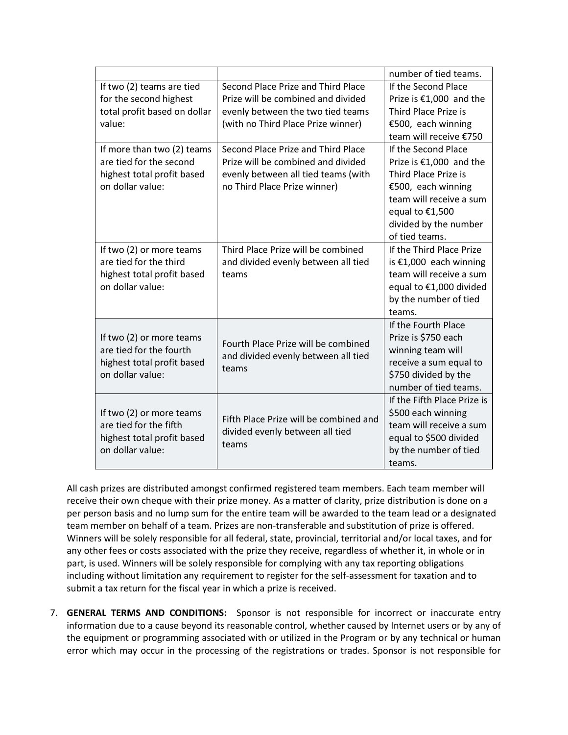| | | |
|---|---|---|
| | | number of tied teams. |
| If two (2) teams are tied for the second highest total profit based on dollar value: | Second Place Prize and Third Place Prize will be combined and divided evenly between the two tied teams (with no Third Place Prize winner) | If the Second Place Prize is €1,000 and the Third Place Prize is €500, each winning team will receive €750 |
| If more than two (2) teams are tied for the second highest total profit based on dollar value: | Second Place Prize and Third Place Prize will be combined and divided evenly between all tied teams (with no Third Place Prize winner) | If the Second Place Prize is €1,000 and the Third Place Prize is €500, each winning team will receive a sum equal to €1,500 divided by the number of tied teams. |
| If two (2) or more teams are tied for the third highest total profit based on dollar value: | Third Place Prize will be combined and divided evenly between all tied teams | If the Third Place Prize is €1,000 each winning team will receive a sum equal to €1,000 divided by the number of tied teams. |
| If two (2) or more teams are tied for the fourth highest total profit based on dollar value: | Fourth Place Prize will be combined and divided evenly between all tied teams | If the Fourth Place Prize is $750 each winning team will receive a sum equal to $750 divided by the number of tied teams. |
| If two (2) or more teams are tied for the fifth highest total profit based on dollar value: | Fifth Place Prize will be combined and divided evenly between all tied teams | If the Fifth Place Prize is $500 each winning team will receive a sum equal to $500 divided by the number of tied teams. |

All cash prizes are distributed amongst confirmed registered team members. Each team member will receive their own cheque with their prize money. As a matter of clarity, prize distribution is done on a per person basis and no lump sum for the entire team will be awarded to the team lead or a designated team member on behalf of a team. Prizes are non-transferable and substitution of prize is offered. Winners will be solely responsible for all federal, state, provincial, territorial and/or local taxes, and for any other fees or costs associated with the prize they receive, regardless of whether it, in whole or in part, is used. Winners will be solely responsible for complying with any tax reporting obligations including without limitation any requirement to register for the self-assessment for taxation and to submit a tax return for the fiscal year in which a prize is received.

7. **GENERAL TERMS AND CONDITIONS:** Sponsor is not responsible for incorrect or inaccurate entry information due to a cause beyond its reasonable control, whether caused by Internet users or by any of the equipment or programming associated with or utilized in the Program or by any technical or human error which may occur in the processing of the registrations or trades. Sponsor is not responsible for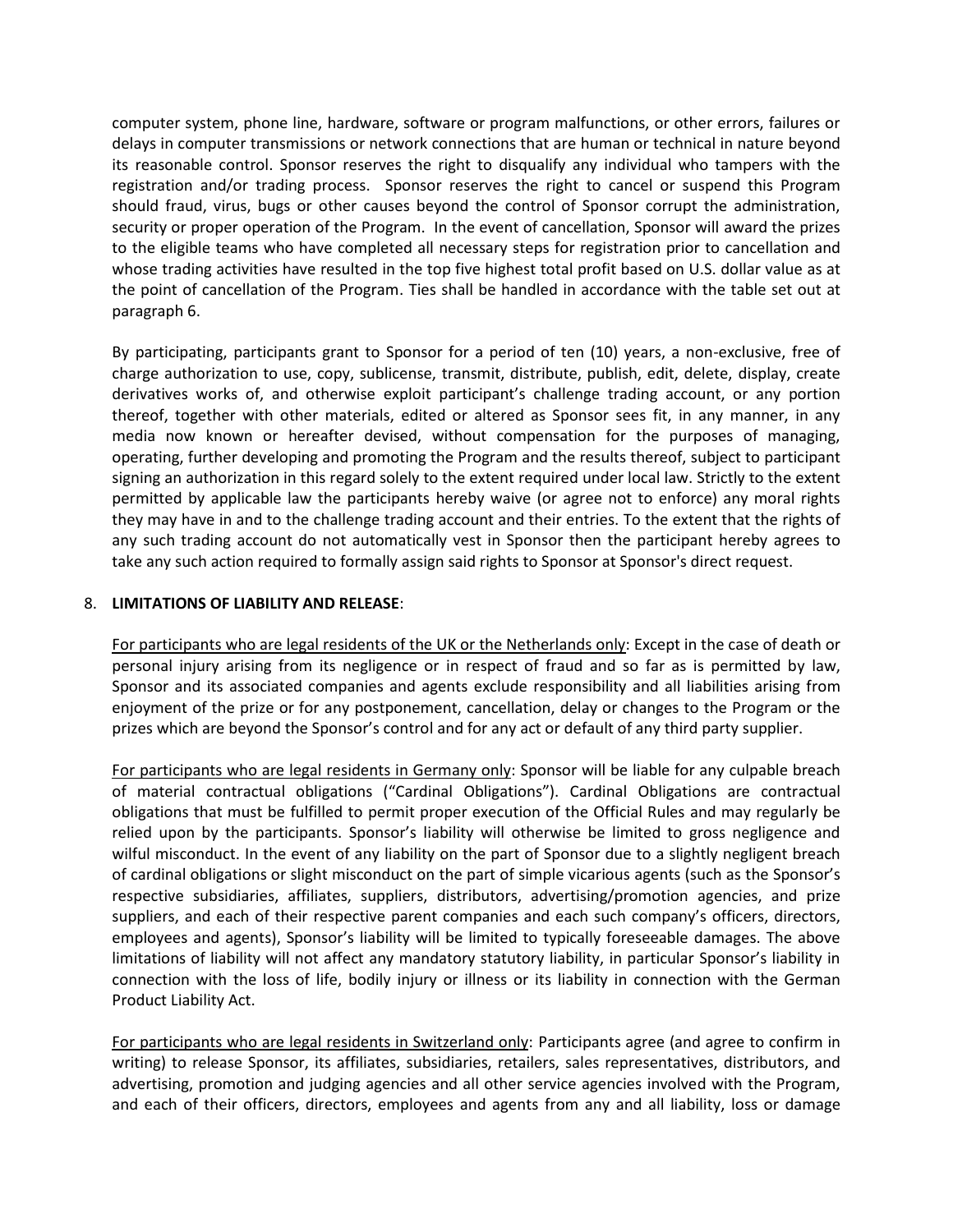computer system, phone line, hardware, software or program malfunctions, or other errors, failures or delays in computer transmissions or network connections that are human or technical in nature beyond its reasonable control. Sponsor reserves the right to disqualify any individual who tampers with the registration and/or trading process. Sponsor reserves the right to cancel or suspend this Program should fraud, virus, bugs or other causes beyond the control of Sponsor corrupt the administration, security or proper operation of the Program. In the event of cancellation, Sponsor will award the prizes to the eligible teams who have completed all necessary steps for registration prior to cancellation and whose trading activities have resulted in the top five highest total profit based on U.S. dollar value as at the point of cancellation of the Program. Ties shall be handled in accordance with the table set out at paragraph 6.

By participating, participants grant to Sponsor for a period of ten (10) years, a non-exclusive, free of charge authorization to use, copy, sublicense, transmit, distribute, publish, edit, delete, display, create derivatives works of, and otherwise exploit participant's challenge trading account, or any portion thereof, together with other materials, edited or altered as Sponsor sees fit, in any manner, in any media now known or hereafter devised, without compensation for the purposes of managing, operating, further developing and promoting the Program and the results thereof, subject to participant signing an authorization in this regard solely to the extent required under local law. Strictly to the extent permitted by applicable law the participants hereby waive (or agree not to enforce) any moral rights they may have in and to the challenge trading account and their entries. To the extent that the rights of any such trading account do not automatically vest in Sponsor then the participant hereby agrees to take any such action required to formally assign said rights to Sponsor at Sponsor's direct request.

8. **LIMITATIONS OF LIABILITY AND RELEASE**:

For participants who are legal residents of the UK or the Netherlands only: Except in the case of death or personal injury arising from its negligence or in respect of fraud and so far as is permitted by law, Sponsor and its associated companies and agents exclude responsibility and all liabilities arising from enjoyment of the prize or for any postponement, cancellation, delay or changes to the Program or the prizes which are beyond the Sponsor's control and for any act or default of any third party supplier.

For participants who are legal residents in Germany only: Sponsor will be liable for any culpable breach of material contractual obligations ("Cardinal Obligations"). Cardinal Obligations are contractual obligations that must be fulfilled to permit proper execution of the Official Rules and may regularly be relied upon by the participants. Sponsor's liability will otherwise be limited to gross negligence and wilful misconduct. In the event of any liability on the part of Sponsor due to a slightly negligent breach of cardinal obligations or slight misconduct on the part of simple vicarious agents (such as the Sponsor's respective subsidiaries, affiliates, suppliers, distributors, advertising/promotion agencies, and prize suppliers, and each of their respective parent companies and each such company's officers, directors, employees and agents), Sponsor's liability will be limited to typically foreseeable damages. The above limitations of liability will not affect any mandatory statutory liability, in particular Sponsor's liability in connection with the loss of life, bodily injury or illness or its liability in connection with the German Product Liability Act.

For participants who are legal residents in Switzerland only: Participants agree (and agree to confirm in writing) to release Sponsor, its affiliates, subsidiaries, retailers, sales representatives, distributors, and advertising, promotion and judging agencies and all other service agencies involved with the Program, and each of their officers, directors, employees and agents from any and all liability, loss or damage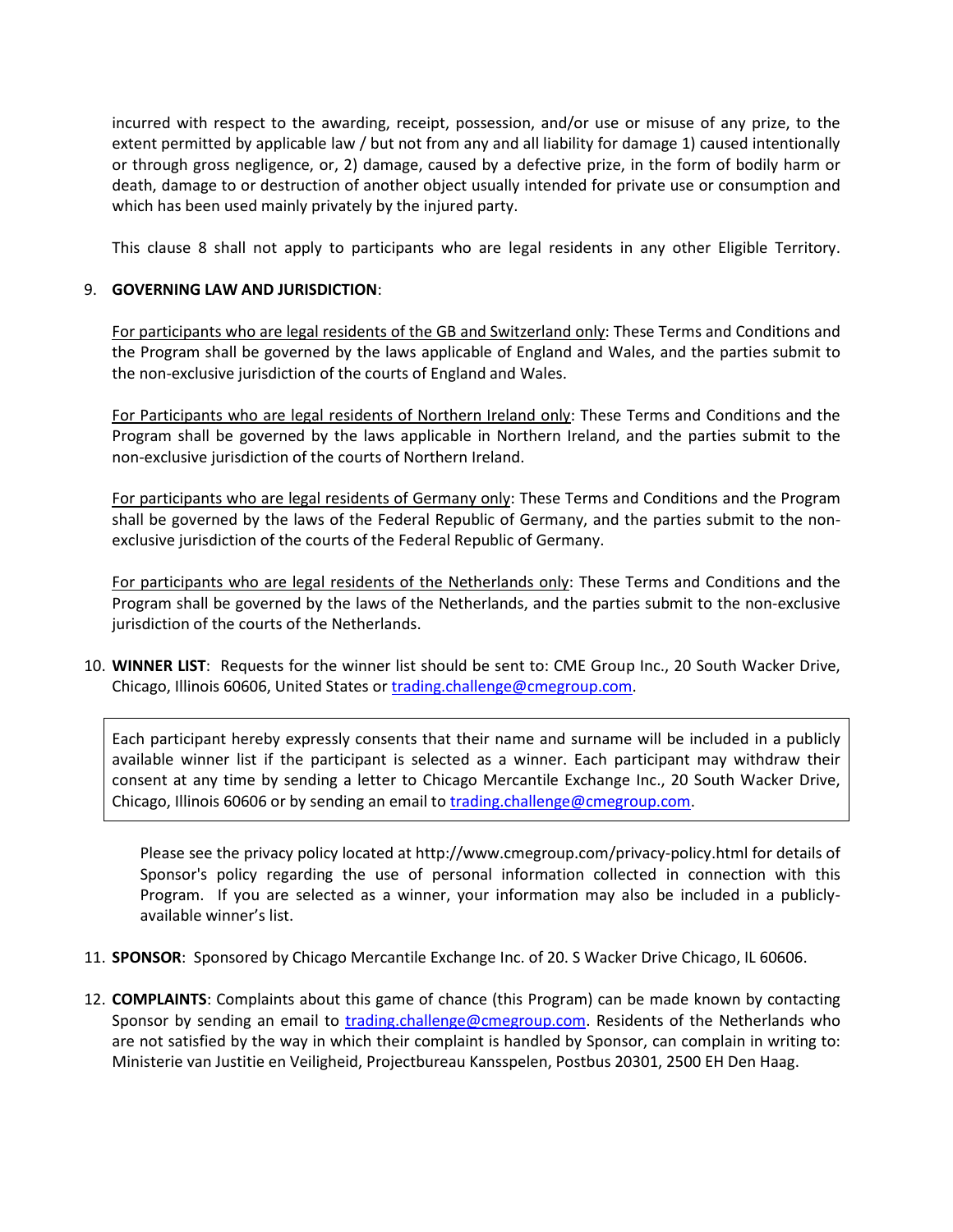incurred with respect to the awarding, receipt, possession, and/or use or misuse of any prize, to the extent permitted by applicable law / but not from any and all liability for damage 1) caused intentionally or through gross negligence, or, 2) damage, caused by a defective prize, in the form of bodily harm or death, damage to or destruction of another object usually intended for private use or consumption and which has been used mainly privately by the injured party.

This clause 8 shall not apply to participants who are legal residents in any other Eligible Territory.

9. **GOVERNING LAW AND JURISDICTION**:

   For participants who are legal residents of the GB and Switzerland only: These Terms and Conditions and the Program shall be governed by the laws applicable of England and Wales, and the parties submit to the non-exclusive jurisdiction of the courts of England and Wales.

   For Participants who are legal residents of Northern Ireland only: These Terms and Conditions and the Program shall be governed by the laws applicable in Northern Ireland, and the parties submit to the non-exclusive jurisdiction of the courts of Northern Ireland.

   For participants who are legal residents of Germany only: These Terms and Conditions and the Program shall be governed by the laws of the Federal Republic of Germany, and the parties submit to the non-exclusive jurisdiction of the courts of the Federal Republic of Germany.

   For participants who are legal residents of the Netherlands only: These Terms and Conditions and the Program shall be governed by the laws of the Netherlands, and the parties submit to the non-exclusive jurisdiction of the courts of the Netherlands.

10. **WINNER LIST**: Requests for the winner list should be sent to: CME Group Inc., 20 South Wacker Drive, Chicago, Illinois 60606, United States or trading.challenge@cmegroup.com.

    Each participant hereby expressly consents that their name and surname will be included in a publicly available winner list if the participant is selected as a winner. Each participant may withdraw their consent at any time by sending a letter to Chicago Mercantile Exchange Inc., 20 South Wacker Drive, Chicago, Illinois 60606 or by sending an email to trading.challenge@cmegroup.com.

    Please see the privacy policy located at http://www.cmegroup.com/privacy-policy.html for details of Sponsor's policy regarding the use of personal information collected in connection with this Program. If you are selected as a winner, your information may also be included in a publicly-available winner's list.

11. **SPONSOR**: Sponsored by Chicago Mercantile Exchange Inc. of 20. S Wacker Drive Chicago, IL 60606.

12. **COMPLAINTS**: Complaints about this game of chance (this Program) can be made known by contacting Sponsor by sending an email to trading.challenge@cmegroup.com. Residents of the Netherlands who are not satisfied by the way in which their complaint is handled by Sponsor, can complain in writing to: Ministerie van Justitie en Veiligheid, Projectbureau Kansspelen, Postbus 20301, 2500 EH Den Haag.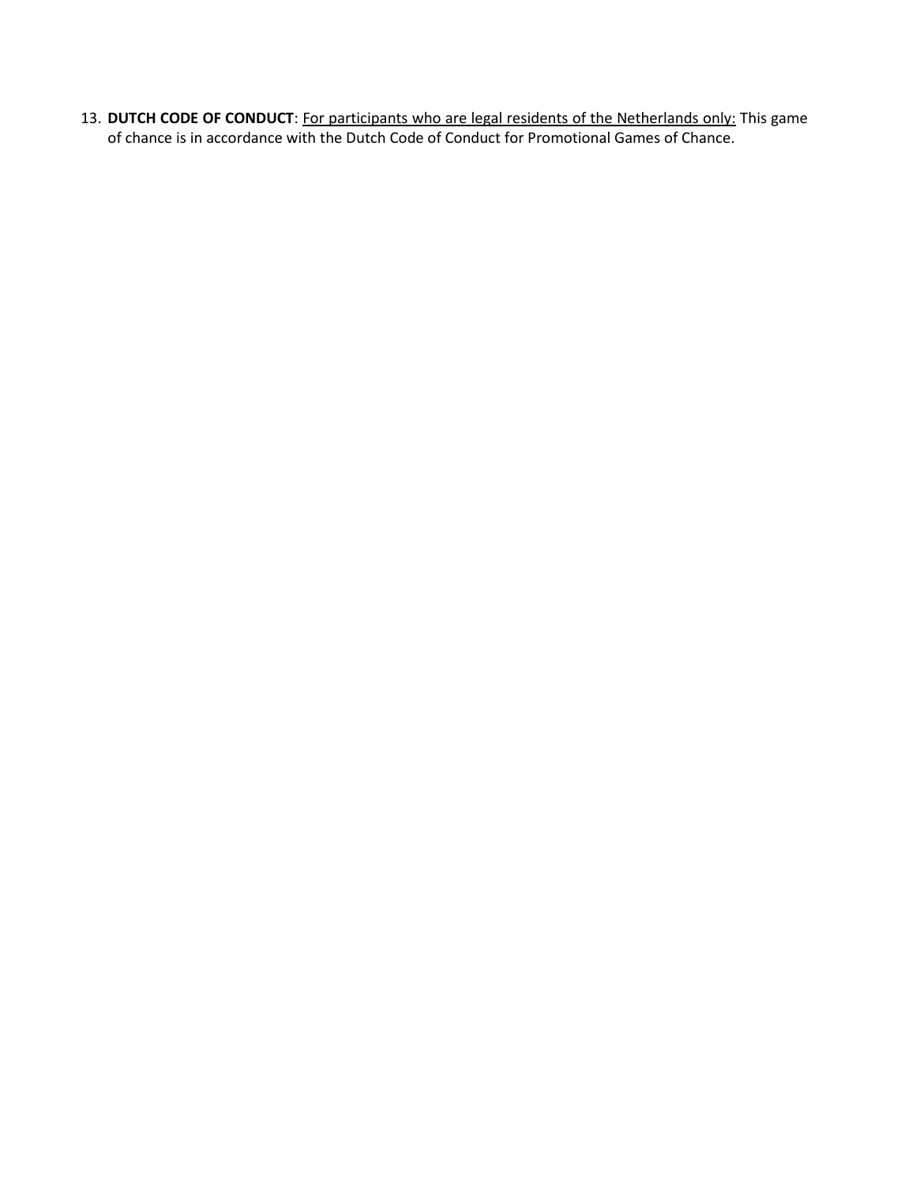13. **DUTCH CODE OF CONDUCT**: For participants who are legal residents of the Netherlands only: This game of chance is in accordance with the Dutch Code of Conduct for Promotional Games of Chance.